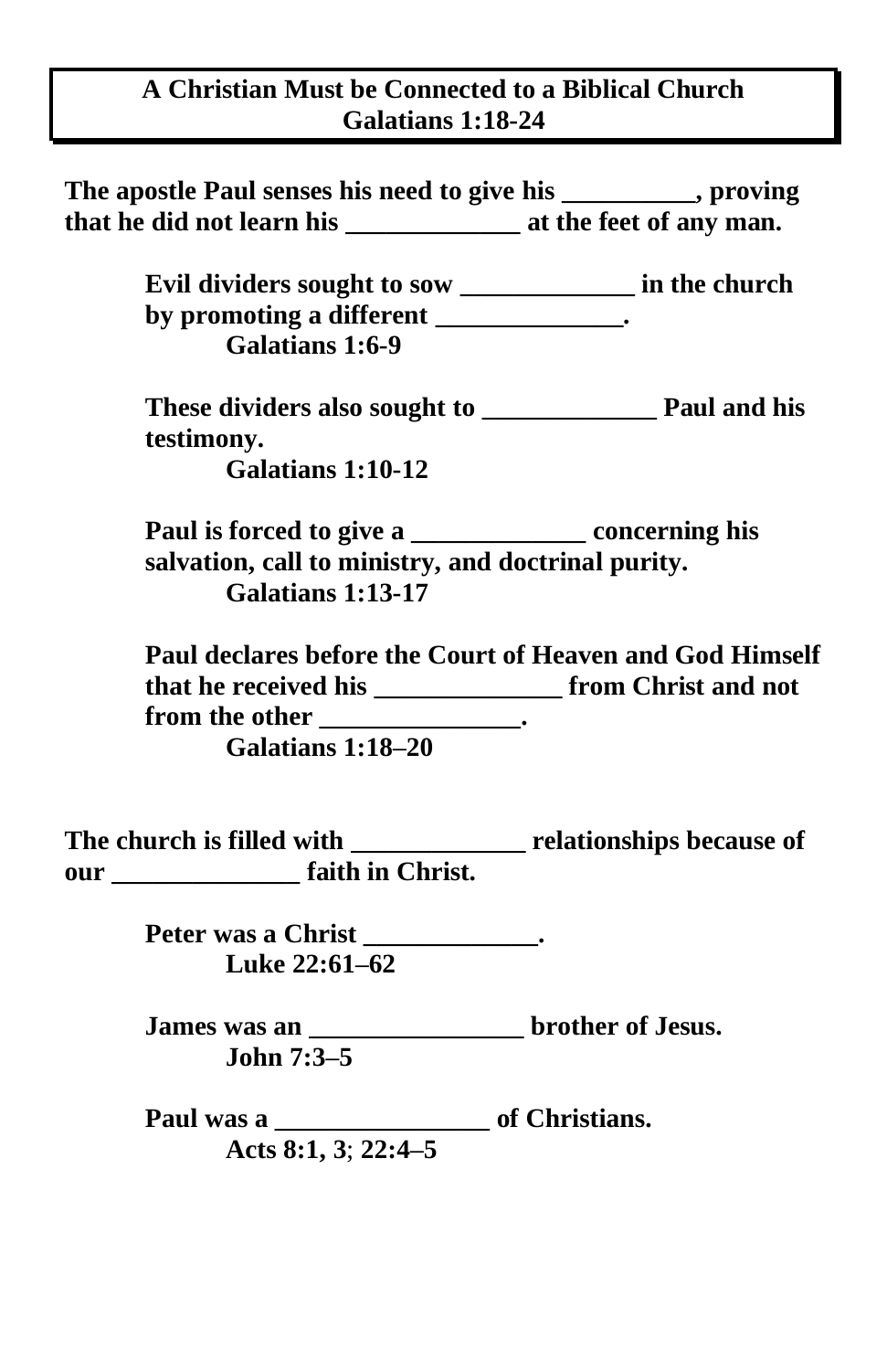# A Christian Must be Connected to a Biblical Church
## Galatians 1:18-24

**The apostle Paul senses his need to give his __________, proving that he did not learn his _____________ at the feet of any man.**

> **Evil dividers sought to sow _____________ in the church by promoting a different ______________.**
> > **Galatians 1:6-9**
>
> **These dividers also sought to _____________ Paul and his testimony.**
> > **Galatians 1:10-12**
>
> **Paul is forced to give a _____________ concerning his salvation, call to ministry, and doctrinal purity.**
> > **Galatians 1:13-17**
>
> **Paul declares before the Court of Heaven and God Himself that he received his ______________ from Christ and not from the other _______________.**
> > **Galatians 1:18–20**

**The church is filled with _____________ relationships because of our ______________ faith in Christ.**

> **Peter was a Christ _____________.**
> > **Luke 22:61–62**
>
> **James was an ________________ brother of Jesus.**
> > **John 7:3–5**
>
> **Paul was a ________________ of Christians.**
> > **Acts 8:1, 3; 22:4–5**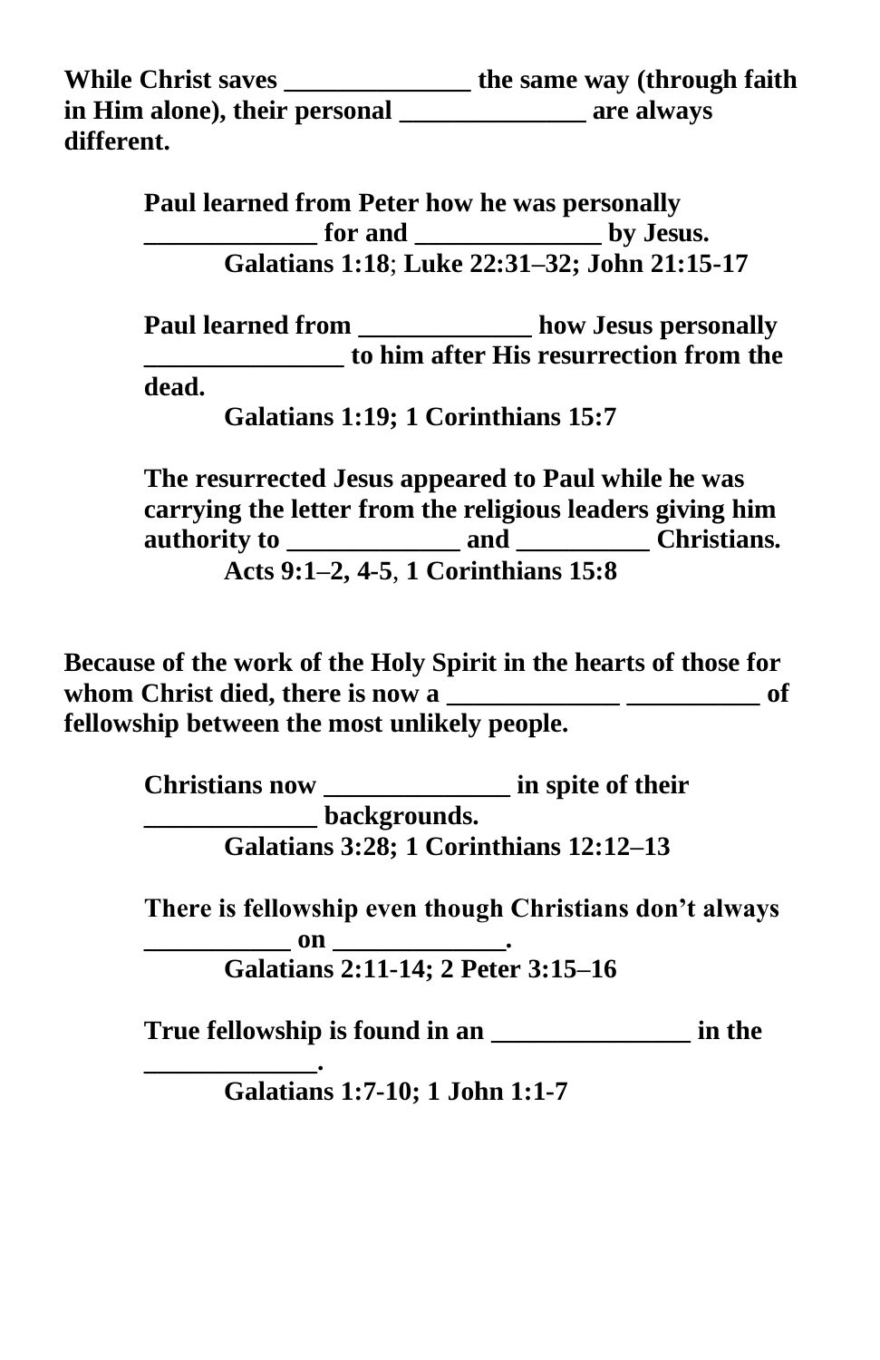**While Christ saves _____________ the same way (through faith in Him alone), their personal _____________ are always different.**

> **Paul learned from Peter how he was personally ____________ for and _____________ by Jesus.**
> **Galatians 1:18; Luke 22:31–32; John 21:15-17**
>
> **Paul learned from ____________ how Jesus personally ______________ to him after His resurrection from the dead.**
> **Galatians 1:19; 1 Corinthians 15:7**
>
> **The resurrected Jesus appeared to Paul while he was carrying the letter from the religious leaders giving him authority to ____________ and _________ Christians.**
> **Acts 9:1–2, 4-5, 1 Corinthians 15:8**

**Because of the work of the Holy Spirit in the hearts of those for whom Christ died, there is now a ____________ _________ of fellowship between the most unlikely people.**

> **Christians now _____________ in spite of their ____________ backgrounds.**
> **Galatians 3:28; 1 Corinthians 12:12–13**
>
> **There is fellowship even though Christians don't always __________ on ____________.**
> **Galatians 2:11-14; 2 Peter 3:15–16**
>
> **True fellowship is found in an ______________ in the ____________.**
> **Galatians 1:7-10; 1 John 1:1-7**